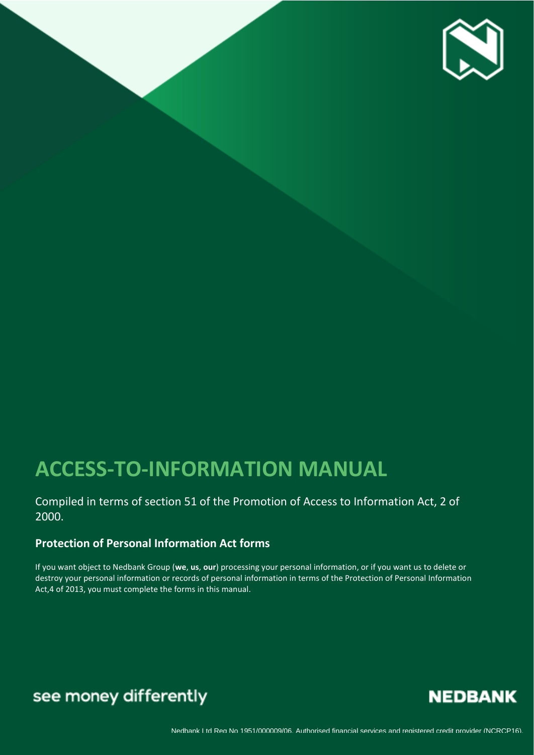# ACCESS-TO-INFORMATION MANUAL

Compiled in terms of section 51 of the Promotion of Access to Information Act, 2 of 2000.

## Protection of Personal Information Act forms

If you want object to Nedbank Group (**we**, **us**, **our**) processing your personal information, or if you want us to delete or destroy your personal information or records of personal information in terms of the Protection of Personal Information Act,4 of 2013, you must complete the forms in this manual.

see money differently

NEDBANK

Nedbank Ltd Reg No 1951/000009/06. Authorised financial services and registered credit provider (NCRCP16).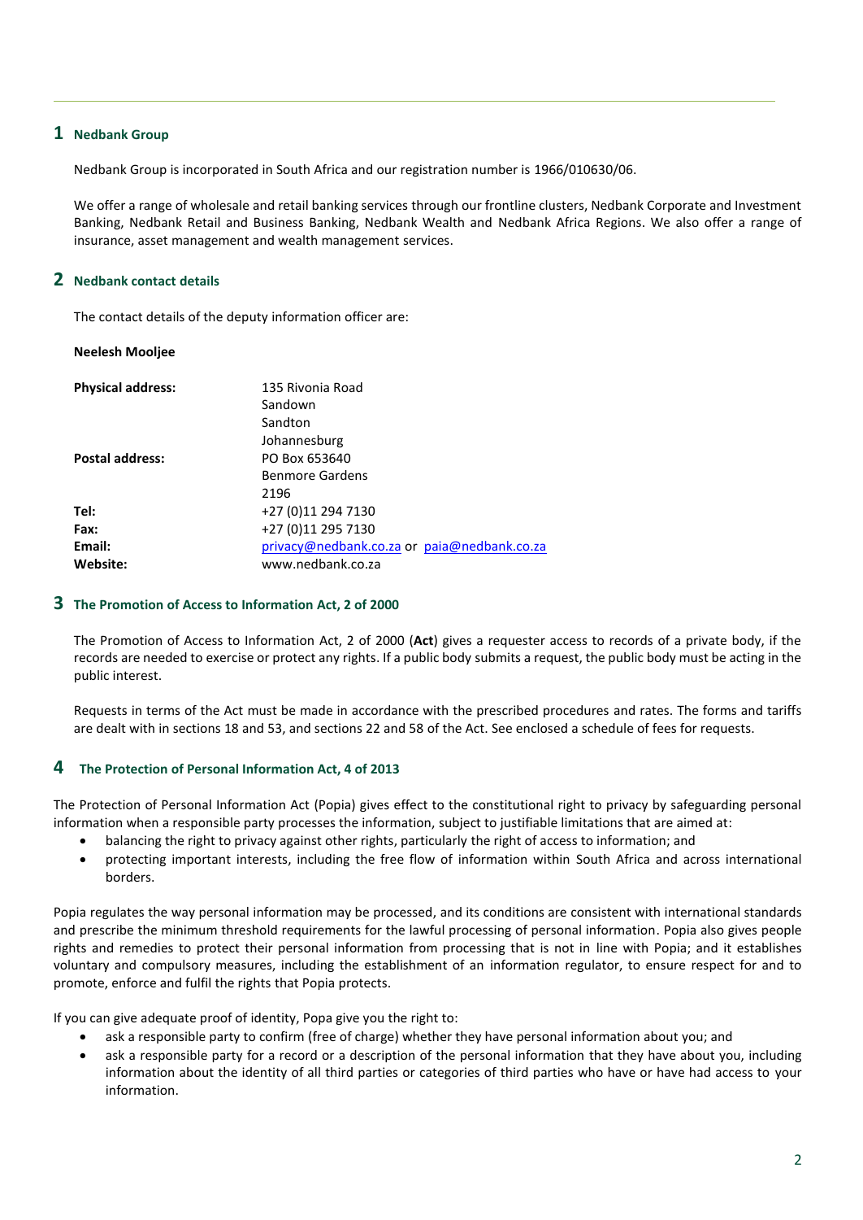## 1 Nedbank Group

Nedbank Group is incorporated in South Africa and our registration number is 1966/010630/06.

We offer a range of wholesale and retail banking services through our frontline clusters, Nedbank Corporate and Investment Banking, Nedbank Retail and Business Banking, Nedbank Wealth and Nedbank Africa Regions. We also offer a range of insurance, asset management and wealth management services.

## 2 Nedbank contact details

The contact details of the deputy information officer are:

**Neelesh Mooljee**

| | |
|---|---|
| **Physical address:** | 135 Rivonia Road<br>Sandown<br>Sandton<br>Johannesburg |
| **Postal address:** | PO Box 653640<br>Benmore Gardens<br>2196 |
| **Tel:** | +27 (0)11 294 7130 |
| **Fax:** | +27 (0)11 295 7130 |
| **Email:** | privacy@nedbank.co.za or paia@nedbank.co.za |
| **Website:** | www.nedbank.co.za |

## 3 The Promotion of Access to Information Act, 2 of 2000

The Promotion of Access to Information Act, 2 of 2000 (**Act**) gives a requester access to records of a private body, if the records are needed to exercise or protect any rights. If a public body submits a request, the public body must be acting in the public interest.

Requests in terms of the Act must be made in accordance with the prescribed procedures and rates. The forms and tariffs are dealt with in sections 18 and 53, and sections 22 and 58 of the Act. See enclosed a schedule of fees for requests.

## 4 The Protection of Personal Information Act, 4 of 2013

The Protection of Personal Information Act (Popia) gives effect to the constitutional right to privacy by safeguarding personal information when a responsible party processes the information, subject to justifiable limitations that are aimed at:

- balancing the right to privacy against other rights, particularly the right of access to information; and
- protecting important interests, including the free flow of information within South Africa and across international borders.

Popia regulates the way personal information may be processed, and its conditions are consistent with international standards and prescribe the minimum threshold requirements for the lawful processing of personal information. Popia also gives people rights and remedies to protect their personal information from processing that is not in line with Popia; and it establishes voluntary and compulsory measures, including the establishment of an information regulator, to ensure respect for and to promote, enforce and fulfil the rights that Popia protects.

If you can give adequate proof of identity, Popa give you the right to:

- ask a responsible party to confirm (free of charge) whether they have personal information about you; and
- ask a responsible party for a record or a description of the personal information that they have about you, including information about the identity of all third parties or categories of third parties who have or have had access to your information.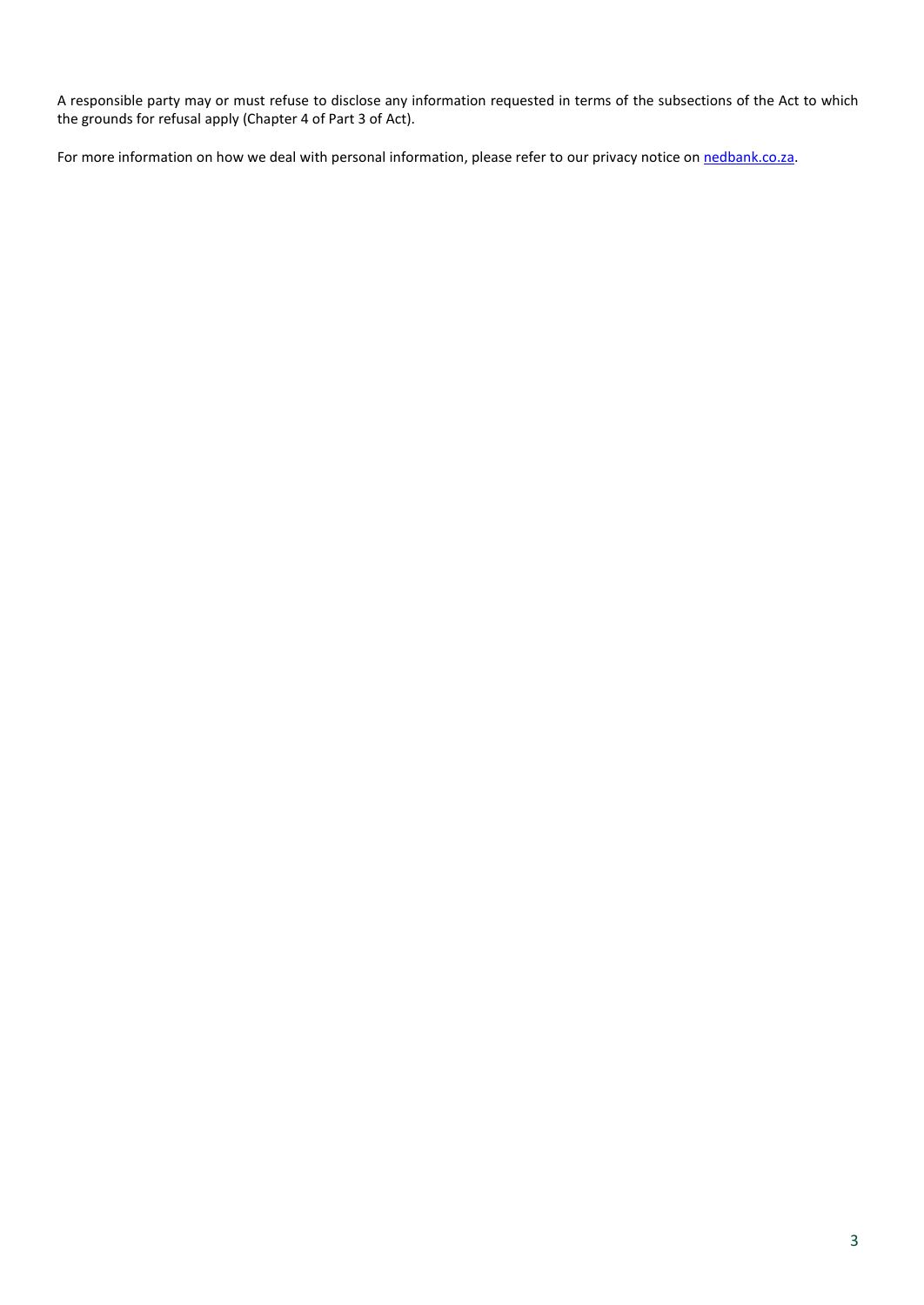A responsible party may or must refuse to disclose any information requested in terms of the subsections of the Act to which the grounds for refusal apply (Chapter 4 of Part 3 of Act).

For more information on how we deal with personal information, please refer to our privacy notice on [nedbank.co.za](nedbank.co.za).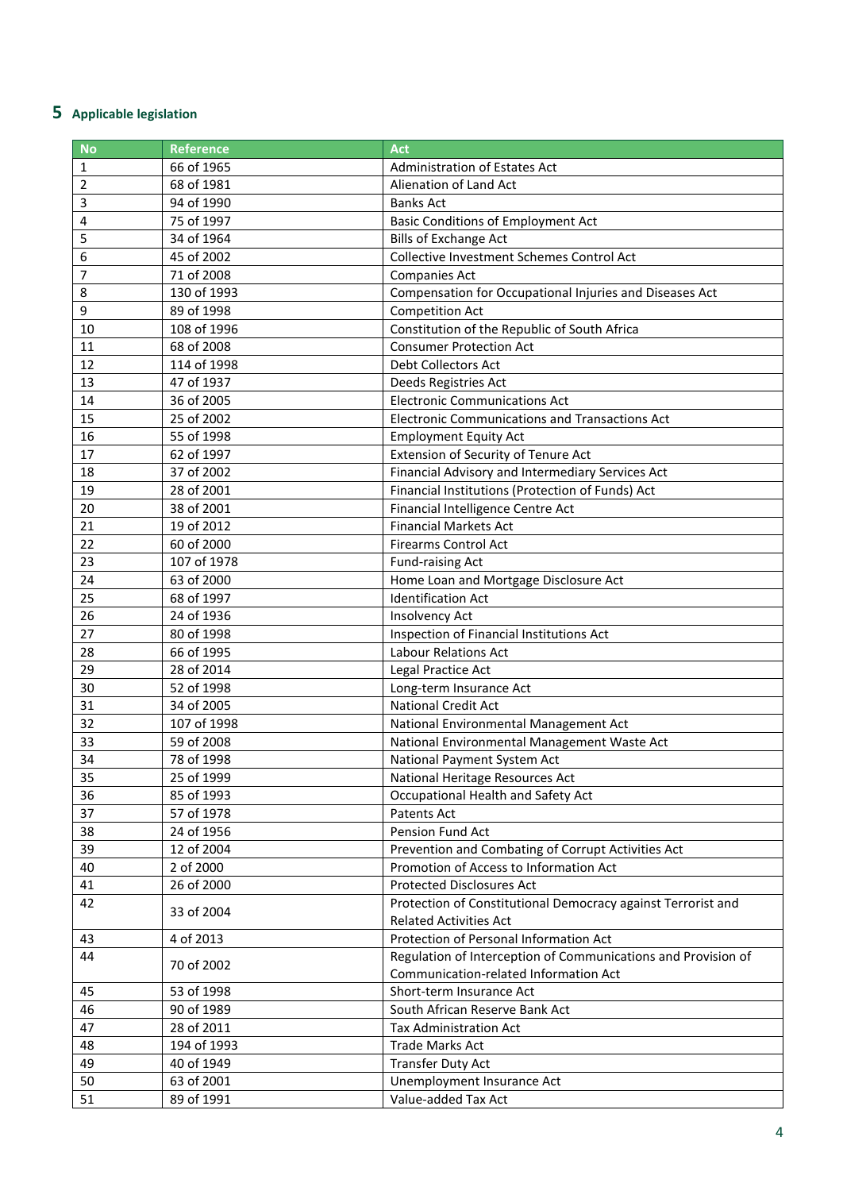## 5 Applicable legislation

| No | Reference | Act |
|---|---|---|
| 1 | 66 of 1965 | Administration of Estates Act |
| 2 | 68 of 1981 | Alienation of Land Act |
| 3 | 94 of 1990 | Banks Act |
| 4 | 75 of 1997 | Basic Conditions of Employment Act |
| 5 | 34 of 1964 | Bills of Exchange Act |
| 6 | 45 of 2002 | Collective Investment Schemes Control Act |
| 7 | 71 of 2008 | Companies Act |
| 8 | 130 of 1993 | Compensation for Occupational Injuries and Diseases Act |
| 9 | 89 of 1998 | Competition Act |
| 10 | 108 of 1996 | Constitution of the Republic of South Africa |
| 11 | 68 of 2008 | Consumer Protection Act |
| 12 | 114 of 1998 | Debt Collectors Act |
| 13 | 47 of 1937 | Deeds Registries Act |
| 14 | 36 of 2005 | Electronic Communications Act |
| 15 | 25 of 2002 | Electronic Communications and Transactions Act |
| 16 | 55 of 1998 | Employment Equity Act |
| 17 | 62 of 1997 | Extension of Security of Tenure Act |
| 18 | 37 of 2002 | Financial Advisory and Intermediary Services Act |
| 19 | 28 of 2001 | Financial Institutions (Protection of Funds) Act |
| 20 | 38 of 2001 | Financial Intelligence Centre Act |
| 21 | 19 of 2012 | Financial Markets Act |
| 22 | 60 of 2000 | Firearms Control Act |
| 23 | 107 of 1978 | Fund-raising Act |
| 24 | 63 of 2000 | Home Loan and Mortgage Disclosure Act |
| 25 | 68 of 1997 | Identification Act |
| 26 | 24 of 1936 | Insolvency Act |
| 27 | 80 of 1998 | Inspection of Financial Institutions Act |
| 28 | 66 of 1995 | Labour Relations Act |
| 29 | 28 of 2014 | Legal Practice Act |
| 30 | 52 of 1998 | Long-term Insurance Act |
| 31 | 34 of 2005 | National Credit Act |
| 32 | 107 of 1998 | National Environmental Management Act |
| 33 | 59 of 2008 | National Environmental Management Waste Act |
| 34 | 78 of 1998 | National Payment System Act |
| 35 | 25 of 1999 | National Heritage Resources Act |
| 36 | 85 of 1993 | Occupational Health and Safety Act |
| 37 | 57 of 1978 | Patents Act |
| 38 | 24 of 1956 | Pension Fund Act |
| 39 | 12 of 2004 | Prevention and Combating of Corrupt Activities Act |
| 40 | 2 of 2000 | Promotion of Access to Information Act |
| 41 | 26 of 2000 | Protected Disclosures Act |
| 42 | 33 of 2004 | Protection of Constitutional Democracy against Terrorist and Related Activities Act |
| 43 | 4 of 2013 | Protection of Personal Information Act |
| 44 | 70 of 2002 | Regulation of Interception of Communications and Provision of Communication-related Information Act |
| 45 | 53 of 1998 | Short-term Insurance Act |
| 46 | 90 of 1989 | South African Reserve Bank Act |
| 47 | 28 of 2011 | Tax Administration Act |
| 48 | 194 of 1993 | Trade Marks Act |
| 49 | 40 of 1949 | Transfer Duty Act |
| 50 | 63 of 2001 | Unemployment Insurance Act |
| 51 | 89 of 1991 | Value-added Tax Act |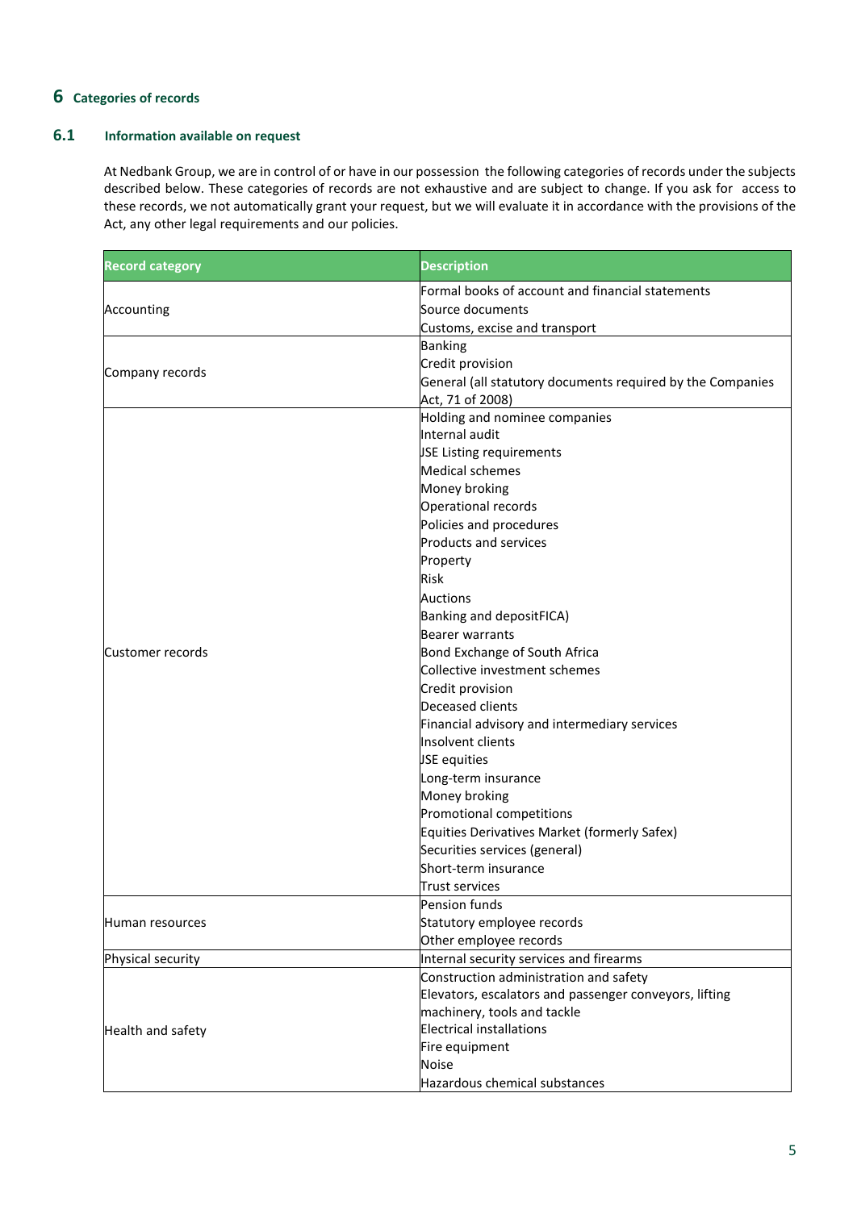## 6 Categories of records

### 6.1 Information available on request

At Nedbank Group, we are in control of or have in our possession the following categories of records under the subjects described below. These categories of records are not exhaustive and are subject to change. If you ask for access to these records, we not automatically grant your request, but we will evaluate it in accordance with the provisions of the Act, any other legal requirements and our policies.

| Record category | Description |
|---|---|
| Accounting | Formal books of account and financial statements<br>Source documents<br>Customs, excise and transport |
| Company records | Banking<br>Credit provision<br>General (all statutory documents required by the Companies Act, 71 of 2008) |
| Customer records | Holding and nominee companies<br>Internal audit<br>JSE Listing requirements<br>Medical schemes<br>Money broking<br>Operational records<br>Policies and procedures<br>Products and services<br>Property<br>Risk<br>Auctions<br>Banking and depositFICA)<br>Bearer warrants<br>Bond Exchange of South Africa<br>Collective investment schemes<br>Credit provision<br>Deceased clients<br>Financial advisory and intermediary services<br>Insolvent clients<br>JSE equities<br>Long-term insurance<br>Money broking<br>Promotional competitions<br>Equities Derivatives Market (formerly Safex)<br>Securities services (general)<br>Short-term insurance<br>Trust services |
| Human resources | Pension funds<br>Statutory employee records<br>Other employee records |
| Physical security | Internal security services and firearms |
| Health and safety | Construction administration and safety<br>Elevators, escalators and passenger conveyors, lifting machinery, tools and tackle<br>Electrical installations<br>Fire equipment<br>Noise<br>Hazardous chemical substances |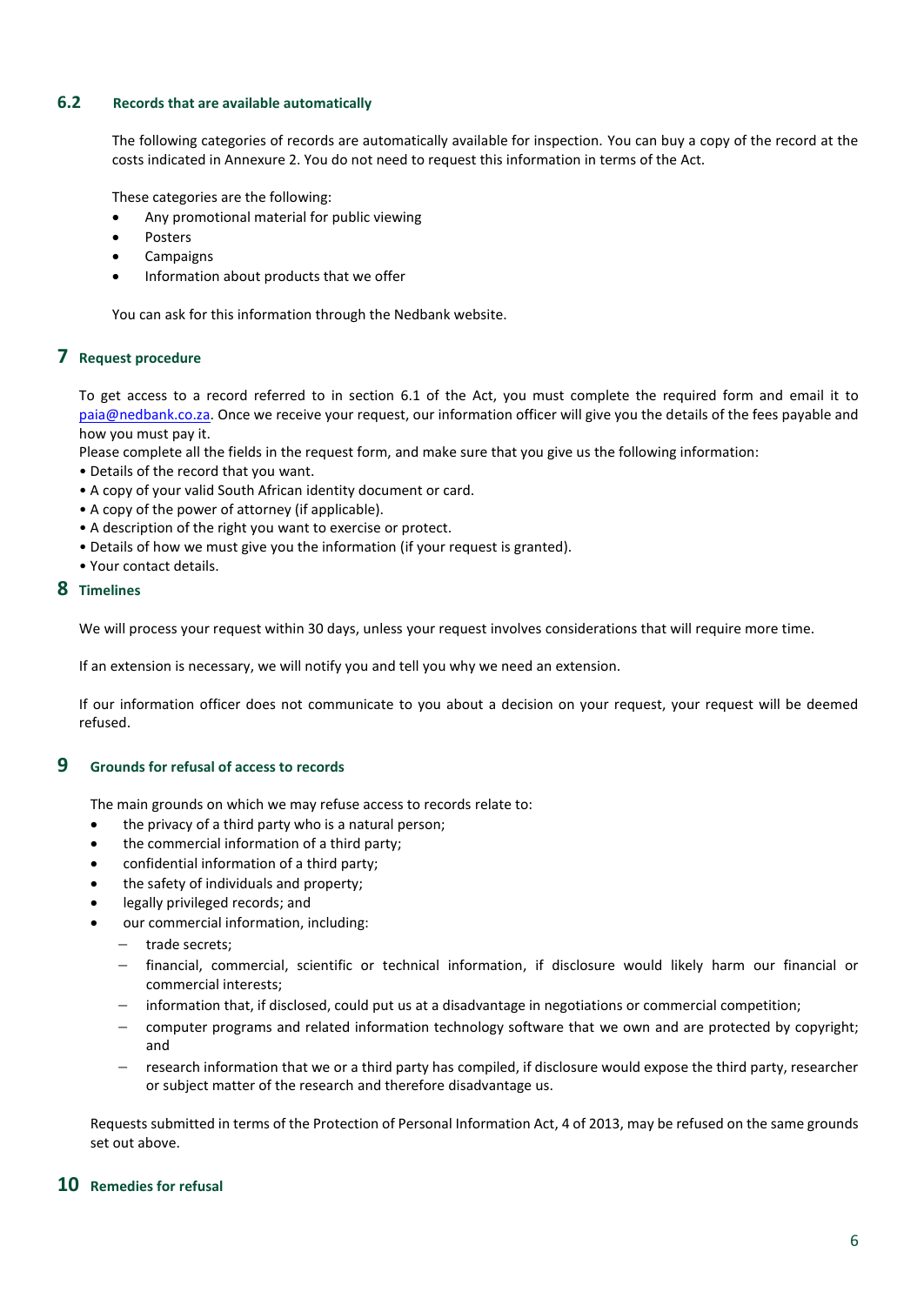### 6.2 Records that are available automatically

The following categories of records are automatically available for inspection. You can buy a copy of the record at the costs indicated in Annexure 2. You do not need to request this information in terms of the Act.

These categories are the following:

- Any promotional material for public viewing
- Posters
- Campaigns
- Information about products that we offer

You can ask for this information through the Nedbank website.

## 7 Request procedure

To get access to a record referred to in section 6.1 of the Act, you must complete the required form and email it to paia@nedbank.co.za. Once we receive your request, our information officer will give you the details of the fees payable and how you must pay it.

Please complete all the fields in the request form, and make sure that you give us the following information:

- Details of the record that you want.
- A copy of your valid South African identity document or card.
- A copy of the power of attorney (if applicable).
- A description of the right you want to exercise or protect.
- Details of how we must give you the information (if your request is granted).
- Your contact details.

## 8 Timelines

We will process your request within 30 days, unless your request involves considerations that will require more time.

If an extension is necessary, we will notify you and tell you why we need an extension.

If our information officer does not communicate to you about a decision on your request, your request will be deemed refused.

## 9 Grounds for refusal of access to records

The main grounds on which we may refuse access to records relate to:

- the privacy of a third party who is a natural person;
- the commercial information of a third party;
- confidential information of a third party;
- the safety of individuals and property;
- legally privileged records; and
- our commercial information, including:
  - trade secrets;
  - financial, commercial, scientific or technical information, if disclosure would likely harm our financial or commercial interests;
  - information that, if disclosed, could put us at a disadvantage in negotiations or commercial competition;
  - computer programs and related information technology software that we own and are protected by copyright; and
  - research information that we or a third party has compiled, if disclosure would expose the third party, researcher or subject matter of the research and therefore disadvantage us.

Requests submitted in terms of the Protection of Personal Information Act, 4 of 2013, may be refused on the same grounds set out above.

## 10 Remedies for refusal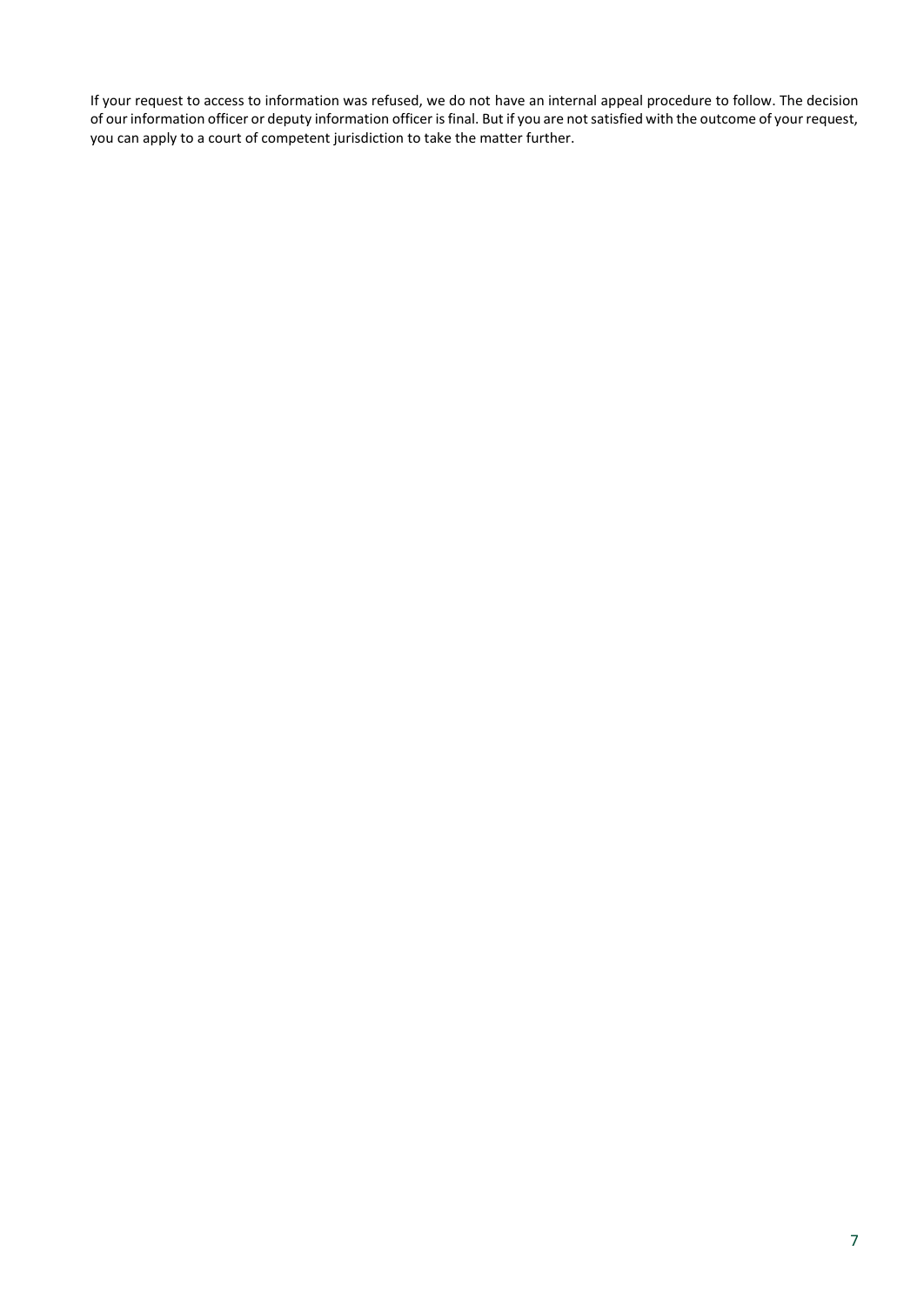If your request to access to information was refused, we do not have an internal appeal procedure to follow. The decision of our information officer or deputy information officer is final. But if you are not satisfied with the outcome of your request, you can apply to a court of competent jurisdiction to take the matter further.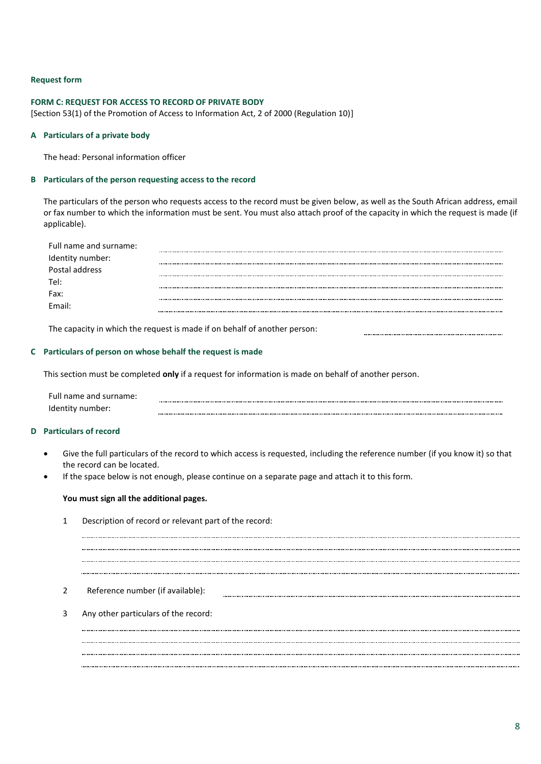**Request form**

## FORM C: REQUEST FOR ACCESS TO RECORD OF PRIVATE BODY

[Section 53(1) of the Promotion of Access to Information Act, 2 of 2000 (Regulation 10)]

### A Particulars of a private body

The head: Personal information officer

### B Particulars of the person requesting access to the record

The particulars of the person who requests access to the record must be given below, as well as the South African address, email or fax number to which the information must be sent. You must also attach proof of the capacity in which the request is made (if applicable).

Full name and surname: ..........................................................................

Identity number: ..........................................................................

Postal address ..........................................................................

Tel: ..........................................................................

Fax: ..........................................................................

Email: ..........................................................................

The capacity in which the request is made if on behalf of another person: ..........................................

### C Particulars of person on whose behalf the request is made

This section must be completed **only** if a request for information is made on behalf of another person.

Full name and surname: ..........................................................................

Identity number: ..........................................................................

### D Particulars of record

- Give the full particulars of the record to which access is requested, including the reference number (if you know it) so that the record can be located.
- If the space below is not enough, please continue on a separate page and attach it to this form.

**You must sign all the additional pages.**

1 Description of record or relevant part of the record:

..........................................................................

..........................................................................

..........................................................................

..........................................................................

2 Reference number (if available): ..........................................................................

3 Any other particulars of the record:

..........................................................................

..........................................................................

..........................................................................

..........................................................................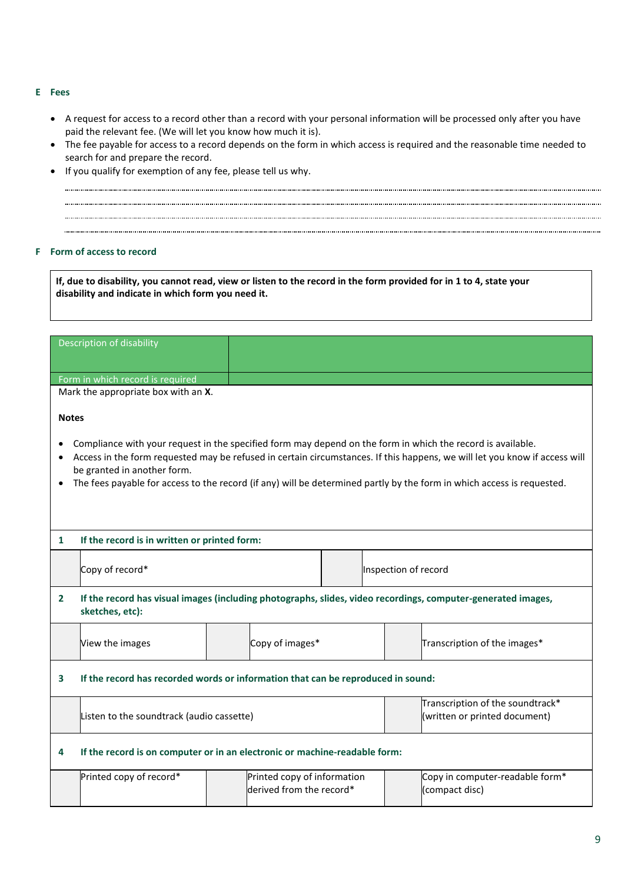## E Fees

- A request for access to a record other than a record with your personal information will be processed only after you have paid the relevant fee. (We will let you know how much it is).
- The fee payable for access to a record depends on the form in which access is required and the reasonable time needed to search for and prepare the record.
- If you qualify for exemption of any fee, please tell us why.

............................................................................................................................................

............................................................................................................................................

............................................................................................................................................

............................................................................................................................................

## F Form of access to record

**If, due to disability, you cannot read, view or listen to the record in the form provided for in 1 to 4, state your disability and indicate in which form you need it.**

| Description of disability | |
|---|---|
| Form in which record is required | |

Mark the appropriate box with an **X**.

**Notes**

- Compliance with your request in the specified form may depend on the form in which the record is available.
- Access in the form requested may be refused in certain circumstances. If this happens, we will let you know if access will be granted in another form.
- The fees payable for access to the record (if any) will be determined partly by the form in which access is requested.

**1 If the record is in written or printed form:**

| | | | |
|---|---|---|---|
| | Copy of record* | | Inspection of record |

**2 If the record has visual images (including photographs, slides, video recordings, computer-generated images, sketches, etc):**

| | | | | | |
|---|---|---|---|---|---|
| | View the images | | Copy of images* | | Transcription of the images* |

**3 If the record has recorded words or information that can be reproduced in sound:**

| | | | |
|---|---|---|---|
| | Listen to the soundtrack (audio cassette) | | Transcription of the soundtrack* (written or printed document) |

**4 If the record is on computer or in an electronic or machine-readable form:**

| | | | | | |
|---|---|---|---|---|---|
| | Printed copy of record* | | Printed copy of information derived from the record* | | Copy in computer-readable form* (compact disc) |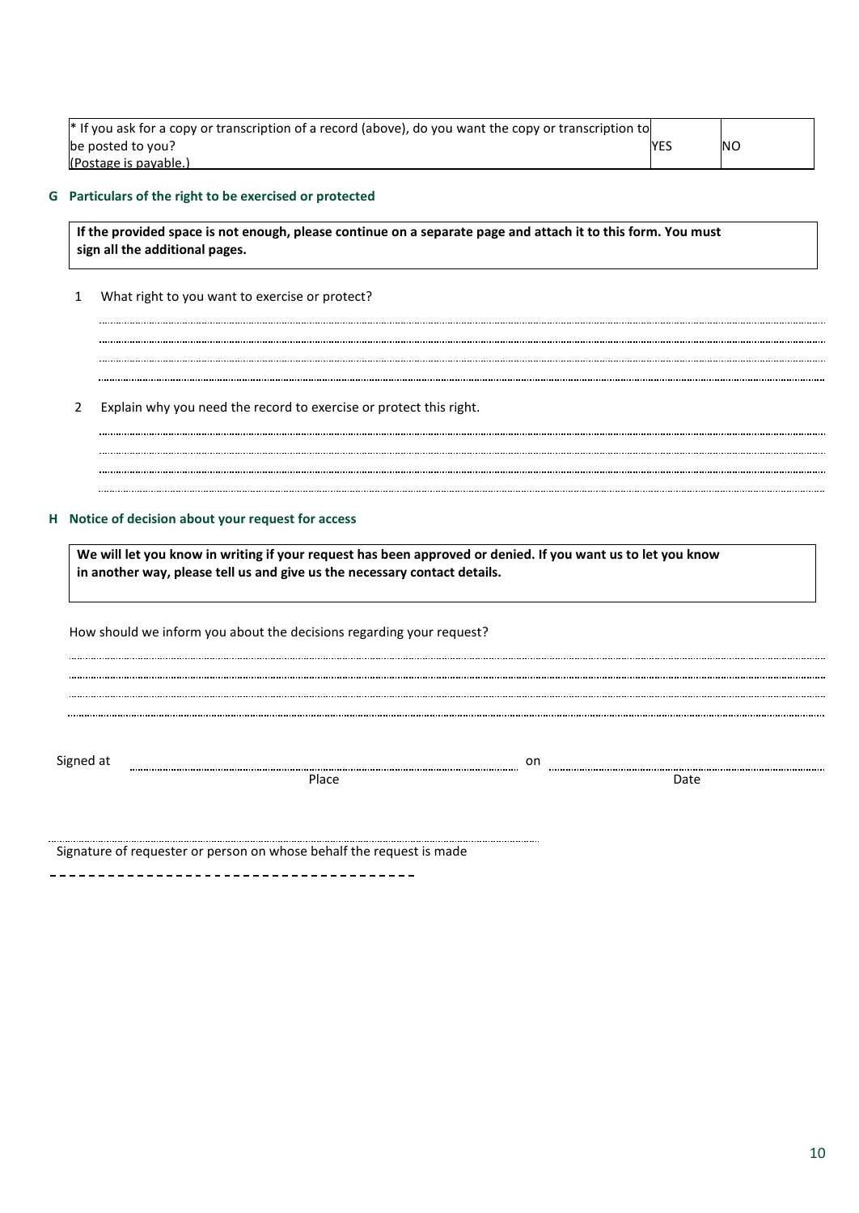| * If you ask for a copy or transcription of a record (above), do you want the copy or transcription to be posted to you? (Postage is payable.) | YES | NO |
|---|---|---|

## G Particulars of the right to be exercised or protected

**If the provided space is not enough, please continue on a separate page and attach it to this form. You must sign all the additional pages.**

1 What right to you want to exercise or protect?

........................................................................................................................................................................................................

........................................................................................................................................................................................................

........................................................................................................................................................................................................

........................................................................................................................................................................................................

2 Explain why you need the record to exercise or protect this right.

........................................................................................................................................................................................................

........................................................................................................................................................................................................

........................................................................................................................................................................................................

........................................................................................................................................................................................................

## H Notice of decision about your request for access

**We will let you know in writing if your request has been approved or denied. If you want us to let you know in another way, please tell us and give us the necessary contact details.**

How should we inform you about the decisions regarding your request?

........................................................................................................................................................................................................

........................................................................................................................................................................................................

........................................................................................................................................................................................................

........................................................................................................................................................................................................

Signed at ........................................................................ on ........................................................................

Place Date

........................................................................................................

Signature of requester or person on whose behalf the request is made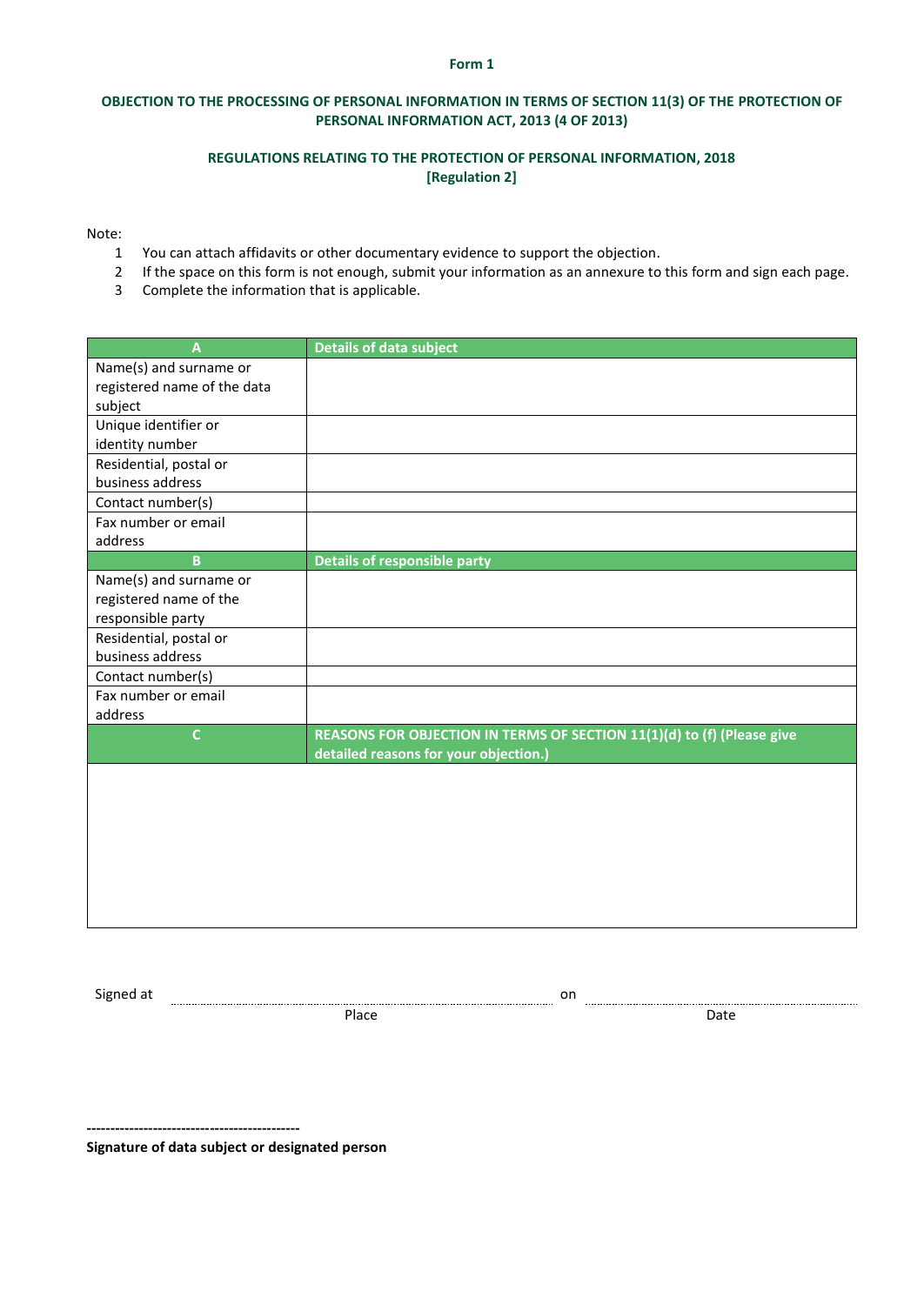**Form 1**

**OBJECTION TO THE PROCESSING OF PERSONAL INFORMATION IN TERMS OF SECTION 11(3) OF THE PROTECTION OF PERSONAL INFORMATION ACT, 2013 (4 OF 2013)**

**REGULATIONS RELATING TO THE PROTECTION OF PERSONAL INFORMATION, 2018**
**[Regulation 2]**

Note:

1. You can attach affidavits or other documentary evidence to support the objection.
2. If the space on this form is not enough, submit your information as an annexure to this form and sign each page.
3. Complete the information that is applicable.

| A | Details of data subject |
|---|---|
| Name(s) and surname or registered name of the data subject | |
| Unique identifier or identity number | |
| Residential, postal or business address | |
| Contact number(s) | |
| Fax number or email address | |
| **B** | **Details of responsible party** |
| Name(s) and surname or registered name of the responsible party | |
| Residential, postal or business address | |
| Contact number(s) | |
| Fax number or email address | |
| **C** | **REASONS FOR OBJECTION IN TERMS OF SECTION 11(1)(d) to (f) (Please give detailed reasons for your objection.)** |
| | |

Signed at ............................................................ on ............................................................
Place Date

---------------------------------------------
**Signature of data subject or designated person**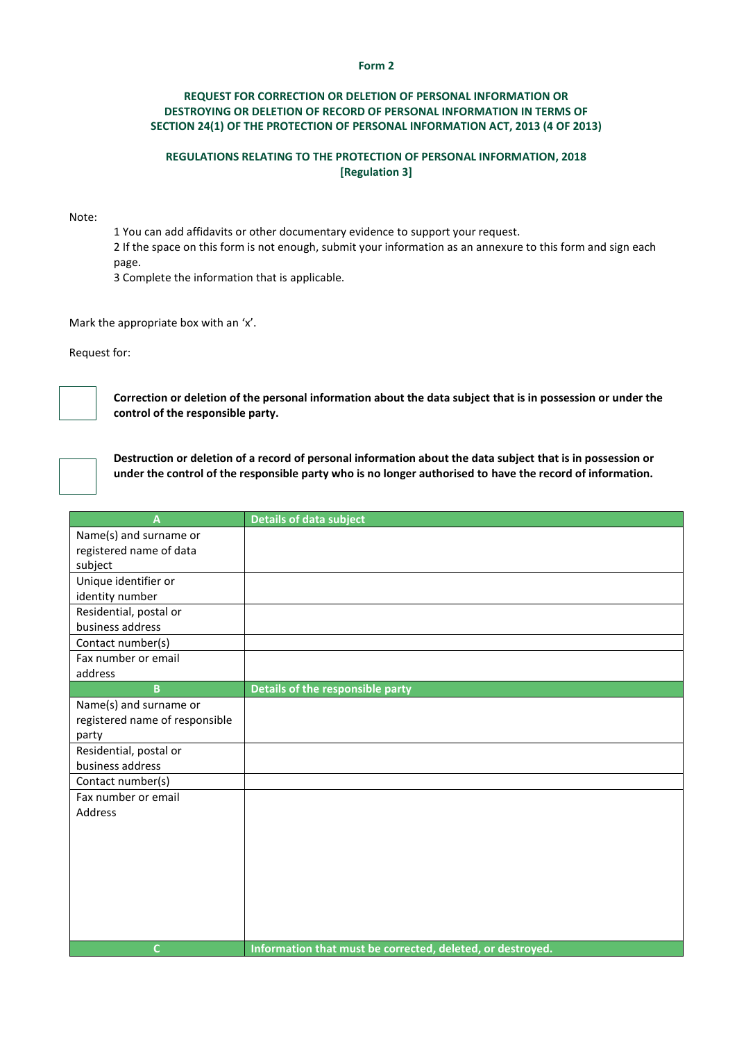**Form 2**

**REQUEST FOR CORRECTION OR DELETION OF PERSONAL INFORMATION OR DESTROYING OR DELETION OF RECORD OF PERSONAL INFORMATION IN TERMS OF SECTION 24(1) OF THE PROTECTION OF PERSONAL INFORMATION ACT, 2013 (4 OF 2013)**

**REGULATIONS RELATING TO THE PROTECTION OF PERSONAL INFORMATION, 2018 [Regulation 3]**

Note:

1 You can add affidavits or other documentary evidence to support your request.
2 If the space on this form is not enough, submit your information as an annexure to this form and sign each page.
3 Complete the information that is applicable.

Mark the appropriate box with an 'x'.

Request for:

☐ **Correction or deletion of the personal information about the data subject that is in possession or under the control of the responsible party.**

☐ **Destruction or deletion of a record of personal information about the data subject that is in possession or under the control of the responsible party who is no longer authorised to have the record of information.**

| A | Details of data subject |
|---|---|
| Name(s) and surname or registered name of data subject | |
| Unique identifier or identity number | |
| Residential, postal or business address | |
| Contact number(s) | |
| Fax number or email address | |
| **B** | **Details of the responsible party** |
| Name(s) and surname or registered name of responsible party | |
| Residential, postal or business address | |
| Contact number(s) | |
| Fax number or email Address | |
| **C** | **Information that must be corrected, deleted, or destroyed.** |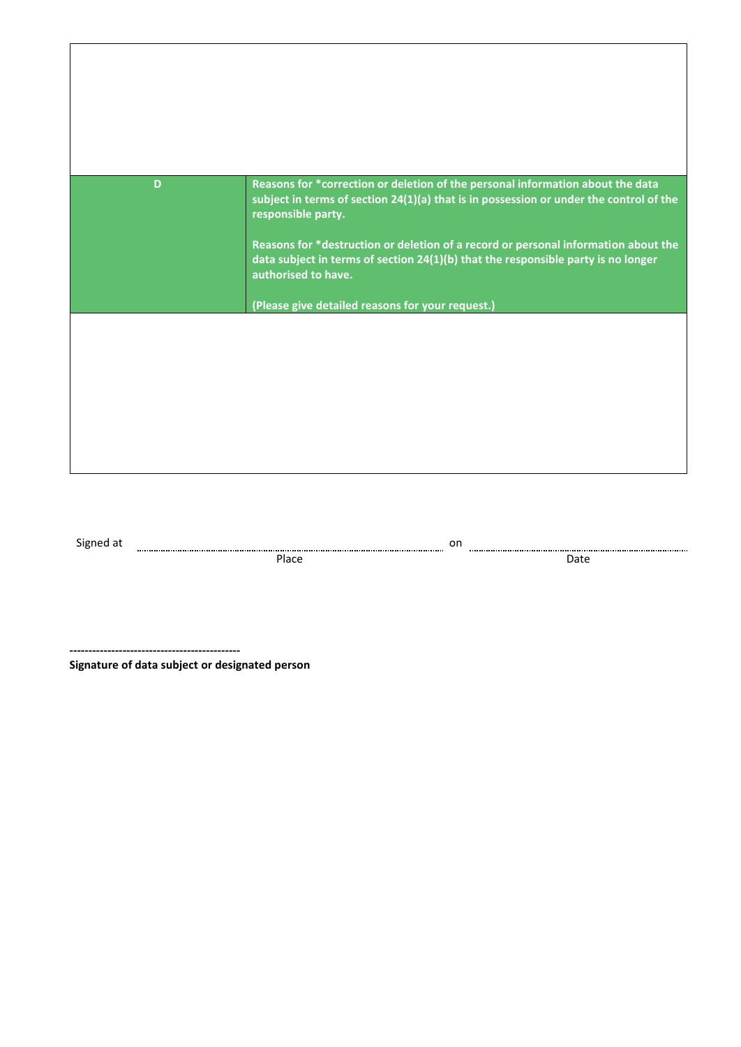| | |
|---|---|
| | |
| **D** | **Reasons for *correction or deletion of the personal information about the data subject in terms of section 24(1)(a) that is in possession or under the control of the responsible party.**<br><br>**Reasons for *destruction or deletion of a record or personal information about the data subject in terms of section 24(1)(b) that the responsible party is no longer authorised to have.**<br><br>**(Please give detailed reasons for your request.)** |
| | |

Signed at ................................................................ on ................................................................
Place Date

--------------------------------------------
**Signature of data subject or designated person**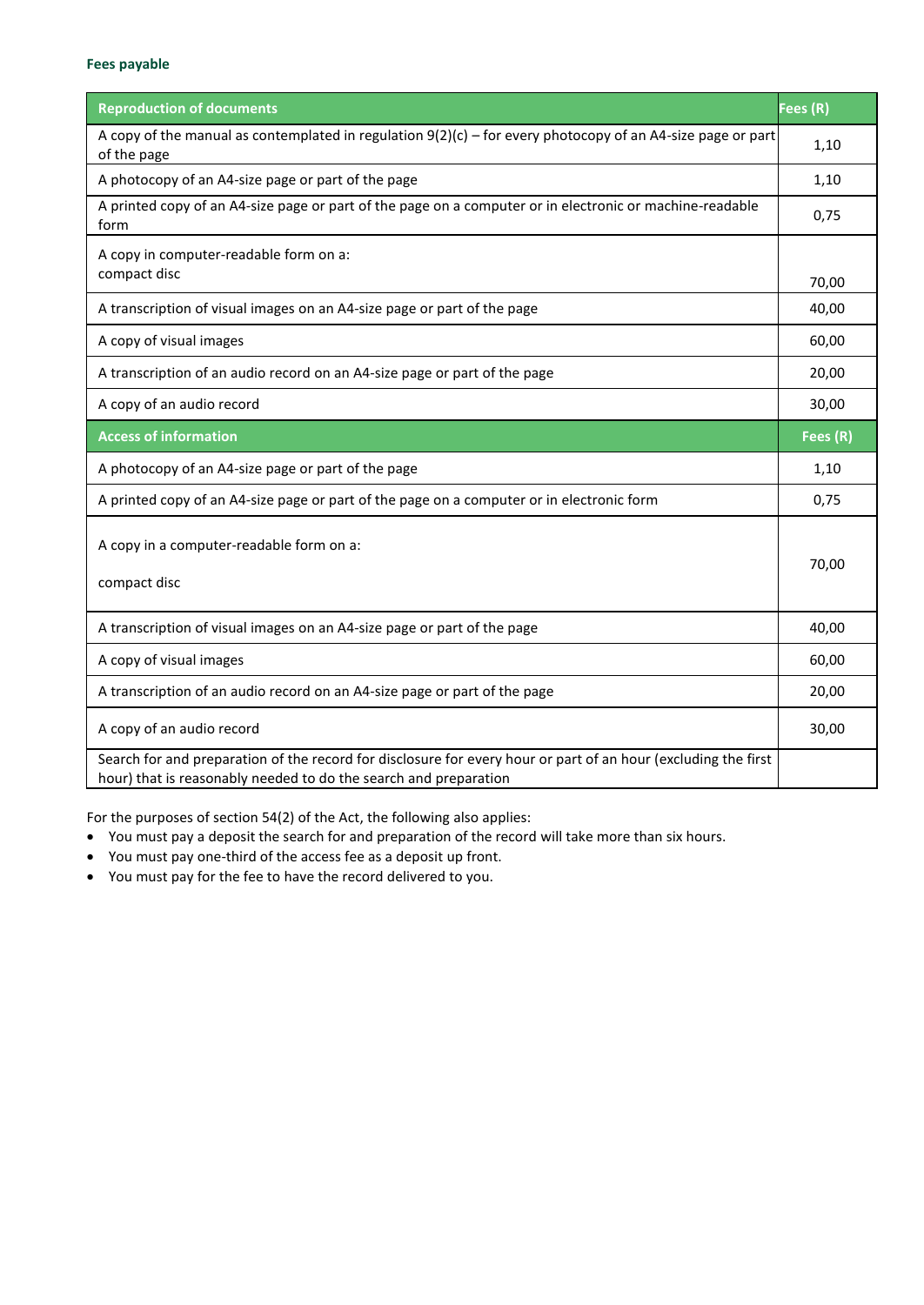**Fees payable**

| Reproduction of documents | Fees (R) |
| --- | --- |
| A copy of the manual as contemplated in regulation 9(2)(c) – for every photocopy of an A4-size page or part of the page | 1,10 |
| A photocopy of an A4-size page or part of the page | 1,10 |
| A printed copy of an A4-size page or part of the page on a computer or in electronic or machine-readable form | 0,75 |
| A copy in computer-readable form on a: compact disc | 70,00 |
| A transcription of visual images on an A4-size page or part of the page | 40,00 |
| A copy of visual images | 60,00 |
| A transcription of an audio record on an A4-size page or part of the page | 20,00 |
| A copy of an audio record | 30,00 |
| **Access of information** | **Fees (R)** |
| A photocopy of an A4-size page or part of the page | 1,10 |
| A printed copy of an A4-size page or part of the page on a computer or in electronic form | 0,75 |
| A copy in a computer-readable form on a: compact disc | 70,00 |
| A transcription of visual images on an A4-size page or part of the page | 40,00 |
| A copy of visual images | 60,00 |
| A transcription of an audio record on an A4-size page or part of the page | 20,00 |
| A copy of an audio record | 30,00 |
| Search for and preparation of the record for disclosure for every hour or part of an hour (excluding the first hour) that is reasonably needed to do the search and preparation | |

For the purposes of section 54(2) of the Act, the following also applies:

- You must pay a deposit the search for and preparation of the record will take more than six hours.
- You must pay one-third of the access fee as a deposit up front.
- You must pay for the fee to have the record delivered to you.